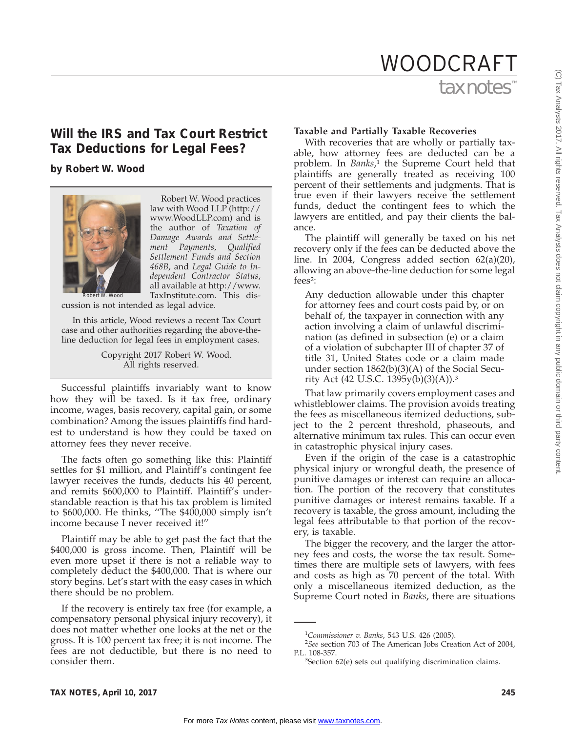# Will the IRS and Tax Court Restrict Tax Deductions for Legal Fees?

**by Robert W. Wood**

Robert W. Wood practices law with Wood LLP (http://www.WoodLLP.com) and is the author of *Taxation of Damage Awards and Settlement Payments*, *Qualified Settlement Funds and Section 468B*, and *Legal Guide to Independent Contractor Status*, all available at http://www.TaxInstitute.com. This discussion is not intended as legal advice.

In this article, Wood reviews a recent Tax Court case and other authorities regarding the above-the-line deduction for legal fees in employment cases.

Copyright 2017 Robert W. Wood.
All rights reserved.

Successful plaintiffs invariably want to know how they will be taxed. Is it tax free, ordinary income, wages, basis recovery, capital gain, or some combination? Among the issues plaintiffs find hardest to understand is how they could be taxed on attorney fees they never receive.

The facts often go something like this: Plaintiff settles for $1 million, and Plaintiff's contingent fee lawyer receives the funds, deducts his 40 percent, and remits $600,000 to Plaintiff. Plaintiff's understandable reaction is that his tax problem is limited to $600,000. He thinks, ''The $400,000 simply isn't income because I never received it!''

Plaintiff may be able to get past the fact that the $400,000 is gross income. Then, Plaintiff will be even more upset if there is not a reliable way to completely deduct the $400,000. That is where our story begins. Let's start with the easy cases in which there should be no problem.

If the recovery is entirely tax free (for example, a compensatory personal physical injury recovery), it does not matter whether one looks at the net or the gross. It is 100 percent tax free; it is not income. The fees are not deductible, but there is no need to consider them.

### Taxable and Partially Taxable Recoveries

With recoveries that are wholly or partially taxable, how attorney fees are deducted can be a problem. In *Banks*,[1] the Supreme Court held that plaintiffs are generally treated as receiving 100 percent of their settlements and judgments. That is true even if their lawyers receive the settlement funds, deduct the contingent fees to which the lawyers are entitled, and pay their clients the balance.

The plaintiff will generally be taxed on his net recovery only if the fees can be deducted above the line. In 2004, Congress added section 62(a)(20), allowing an above-the-line deduction for some legal fees[2]:

> Any deduction allowable under this chapter for attorney fees and court costs paid by, or on behalf of, the taxpayer in connection with any action involving a claim of unlawful discrimination (as defined in subsection (e) or a claim of a violation of subchapter III of chapter 37 of title 31, United States code or a claim made under section 1862(b)(3)(A) of the Social Security Act (42 U.S.C. 1395y(b)(3)(A)).[3]

That law primarily covers employment cases and whistleblower claims. The provision avoids treating the fees as miscellaneous itemized deductions, subject to the 2 percent threshold, phaseouts, and alternative minimum tax rules. This can occur even in catastrophic physical injury cases.

Even if the origin of the case is a catastrophic physical injury or wrongful death, the presence of punitive damages or interest can require an allocation. The portion of the recovery that constitutes punitive damages or interest remains taxable. If a recovery is taxable, the gross amount, including the legal fees attributable to that portion of the recovery, is taxable.

The bigger the recovery, and the larger the attorney fees and costs, the worse the tax result. Sometimes there are multiple sets of lawyers, with fees and costs as high as 70 percent of the total. With only a miscellaneous itemized deduction, as the Supreme Court noted in *Banks*, there are situations

---

[1] *Commissioner v. Banks*, 543 U.S. 426 (2005).

[2] *See* section 703 of The American Jobs Creation Act of 2004, P.L. 108-357.

[3] Section 62(e) sets out qualifying discrimination claims.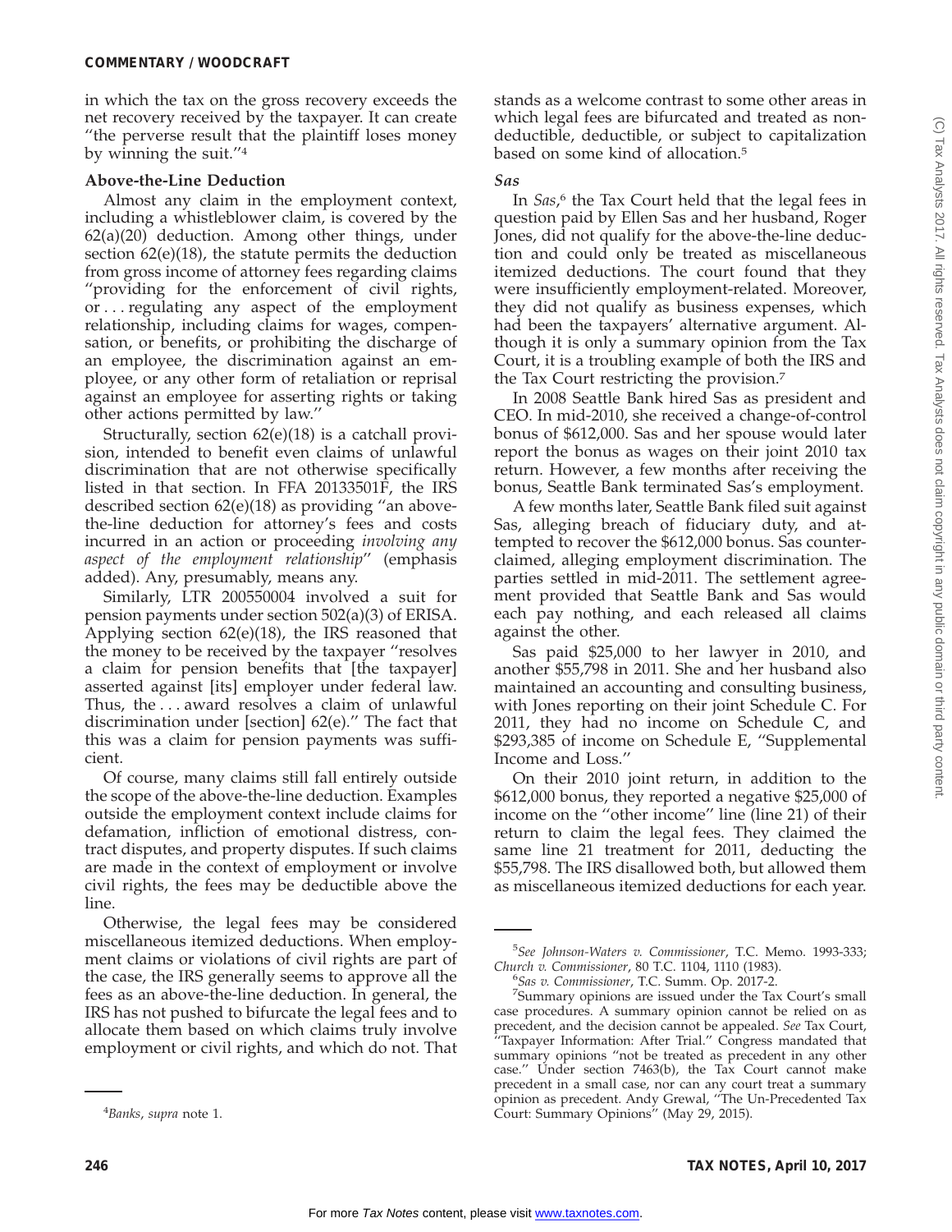in which the tax on the gross recovery exceeds the net recovery received by the taxpayer. It can create "the perverse result that the plaintiff loses money by winning the suit."[4]

**Above-the-Line Deduction**

Almost any claim in the employment context, including a whistleblower claim, is covered by the 62(a)(20) deduction. Among other things, under section 62(e)(18), the statute permits the deduction from gross income of attorney fees regarding claims "providing for the enforcement of civil rights, or . . . regulating any aspect of the employment relationship, including claims for wages, compensation, or benefits, or prohibiting the discharge of an employee, the discrimination against an employee, or any other form of retaliation or reprisal against an employee for asserting rights or taking other actions permitted by law."

Structurally, section 62(e)(18) is a catchall provision, intended to benefit even claims of unlawful discrimination that are not otherwise specifically listed in that section. In FFA 20133501F, the IRS described section 62(e)(18) as providing "an above-the-line deduction for attorney's fees and costs incurred in an action or proceeding *involving any aspect of the employment relationship*" (emphasis added). Any, presumably, means any.

Similarly, LTR 200550004 involved a suit for pension payments under section 502(a)(3) of ERISA. Applying section 62(e)(18), the IRS reasoned that the money to be received by the taxpayer "resolves a claim for pension benefits that [the taxpayer] asserted against [its] employer under federal law. Thus, the . . . award resolves a claim of unlawful discrimination under [section] 62(e)." The fact that this was a claim for pension payments was sufficient.

Of course, many claims still fall entirely outside the scope of the above-the-line deduction. Examples outside the employment context include claims for defamation, infliction of emotional distress, contract disputes, and property disputes. If such claims are made in the context of employment or involve civil rights, the fees may be deductible above the line.

Otherwise, the legal fees may be considered miscellaneous itemized deductions. When employment claims or violations of civil rights are part of the case, the IRS generally seems to approve all the fees as an above-the-line deduction. In general, the IRS has not pushed to bifurcate the legal fees and to allocate them based on which claims truly involve employment or civil rights, and which do not. That stands as a welcome contrast to some other areas in which legal fees are bifurcated and treated as nondeductible, deductible, or subject to capitalization based on some kind of allocation.[5]

***Sas***

In *Sas*,[6] the Tax Court held that the legal fees in question paid by Ellen Sas and her husband, Roger Jones, did not qualify for the above-the-line deduction and could only be treated as miscellaneous itemized deductions. The court found that they were insufficiently employment-related. Moreover, they did not qualify as business expenses, which had been the taxpayers' alternative argument. Although it is only a summary opinion from the Tax Court, it is a troubling example of both the IRS and the Tax Court restricting the provision.[7]

In 2008 Seattle Bank hired Sas as president and CEO. In mid-2010, she received a change-of-control bonus of $612,000. Sas and her spouse would later report the bonus as wages on their joint 2010 tax return. However, a few months after receiving the bonus, Seattle Bank terminated Sas's employment.

A few months later, Seattle Bank filed suit against Sas, alleging breach of fiduciary duty, and attempted to recover the $612,000 bonus. Sas counterclaimed, alleging employment discrimination. The parties settled in mid-2011. The settlement agreement provided that Seattle Bank and Sas would each pay nothing, and each released all claims against the other.

Sas paid $25,000 to her lawyer in 2010, and another $55,798 in 2011. She and her husband also maintained an accounting and consulting business, with Jones reporting on their joint Schedule C. For 2011, they had no income on Schedule C, and $293,385 of income on Schedule E, "Supplemental Income and Loss."

On their 2010 joint return, in addition to the $612,000 bonus, they reported a negative $25,000 of income on the "other income" line (line 21) of their return to claim the legal fees. They claimed the same line 21 treatment for 2011, deducting the $55,798. The IRS disallowed both, but allowed them as miscellaneous itemized deductions for each year.

---

[4] *Banks*, *supra* note 1.

[5] *See Johnson-Waters v. Commissioner*, T.C. Memo. 1993-333; *Church v. Commissioner*, 80 T.C. 1104, 1110 (1983).

[6] *Sas v. Commissioner*, T.C. Summ. Op. 2017-2.

[7] Summary opinions are issued under the Tax Court's small case procedures. A summary opinion cannot be relied on as precedent, and the decision cannot be appealed. *See* Tax Court, "Taxpayer Information: After Trial." Congress mandated that summary opinions "not be treated as precedent in any other case." Under section 7463(b), the Tax Court cannot make precedent in a small case, nor can any court treat a summary opinion as precedent. Andy Grewal, "The Un-Precedented Tax Court: Summary Opinions" (May 29, 2015).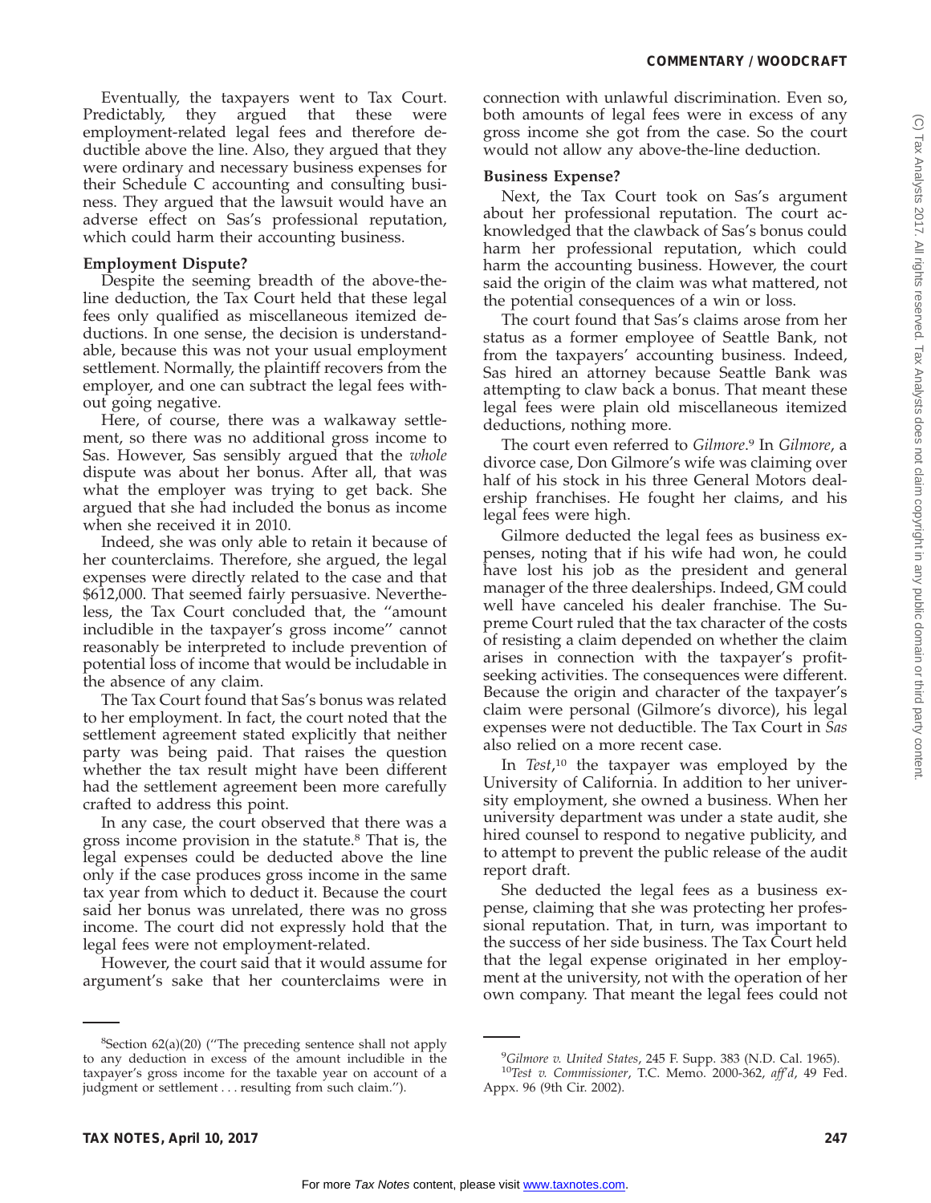Eventually, the taxpayers went to Tax Court. Predictably, they argued that these were employment-related legal fees and therefore deductible above the line. Also, they argued that they were ordinary and necessary business expenses for their Schedule C accounting and consulting business. They argued that the lawsuit would have an adverse effect on Sas's professional reputation, which could harm their accounting business.

**Employment Dispute?**

Despite the seeming breadth of the above-the-line deduction, the Tax Court held that these legal fees only qualified as miscellaneous itemized deductions. In one sense, the decision is understandable, because this was not your usual employment settlement. Normally, the plaintiff recovers from the employer, and one can subtract the legal fees without going negative.

Here, of course, there was a walkaway settlement, so there was no additional gross income to Sas. However, Sas sensibly argued that the *whole* dispute was about her bonus. After all, that was what the employer was trying to get back. She argued that she had included the bonus as income when she received it in 2010.

Indeed, she was only able to retain it because of her counterclaims. Therefore, she argued, the legal expenses were directly related to the case and that $612,000. That seemed fairly persuasive. Nevertheless, the Tax Court concluded that, the ''amount includible in the taxpayer's gross income'' cannot reasonably be interpreted to include prevention of potential loss of income that would be includable in the absence of any claim.

The Tax Court found that Sas's bonus was related to her employment. In fact, the court noted that the settlement agreement stated explicitly that neither party was being paid. That raises the question whether the tax result might have been different had the settlement agreement been more carefully crafted to address this point.

In any case, the court observed that there was a gross income provision in the statute.[8] That is, the legal expenses could be deducted above the line only if the case produces gross income in the same tax year from which to deduct it. Because the court said her bonus was unrelated, there was no gross income. The court did not expressly hold that the legal fees were not employment-related.

However, the court said that it would assume for argument's sake that her counterclaims were in connection with unlawful discrimination. Even so, both amounts of legal fees were in excess of any gross income she got from the case. So the court would not allow any above-the-line deduction.

**Business Expense?**

Next, the Tax Court took on Sas's argument about her professional reputation. The court acknowledged that the clawback of Sas's bonus could harm her professional reputation, which could harm the accounting business. However, the court said the origin of the claim was what mattered, not the potential consequences of a win or loss.

The court found that Sas's claims arose from her status as a former employee of Seattle Bank, not from the taxpayers' accounting business. Indeed, Sas hired an attorney because Seattle Bank was attempting to claw back a bonus. That meant these legal fees were plain old miscellaneous itemized deductions, nothing more.

The court even referred to *Gilmore*.[9] In *Gilmore*, a divorce case, Don Gilmore's wife was claiming over half of his stock in his three General Motors dealership franchises. He fought her claims, and his legal fees were high.

Gilmore deducted the legal fees as business expenses, noting that if his wife had won, he could have lost his job as the president and general manager of the three dealerships. Indeed, GM could well have canceled his dealer franchise. The Supreme Court ruled that the tax character of the costs of resisting a claim depended on whether the claim arises in connection with the taxpayer's profit-seeking activities. The consequences were different. Because the origin and character of the taxpayer's claim were personal (Gilmore's divorce), his legal expenses were not deductible. The Tax Court in *Sas* also relied on a more recent case.

In *Test*,[10] the taxpayer was employed by the University of California. In addition to her university employment, she owned a business. When her university department was under a state audit, she hired counsel to respond to negative publicity, and to attempt to prevent the public release of the audit report draft.

She deducted the legal fees as a business expense, claiming that she was protecting her professional reputation. That, in turn, was important to the success of her side business. The Tax Court held that the legal expense originated in her employment at the university, not with the operation of her own company. That meant the legal fees could not

---

[8]Section 62(a)(20) (''The preceding sentence shall not apply to any deduction in excess of the amount includible in the taxpayer's gross income for the taxable year on account of a judgment or settlement . . . resulting from such claim.'').

[9]*Gilmore v. United States*, 245 F. Supp. 383 (N.D. Cal. 1965).

[10]*Test v. Commissioner*, T.C. Memo. 2000-362, *aff'd*, 49 Fed. Appx. 96 (9th Cir. 2002).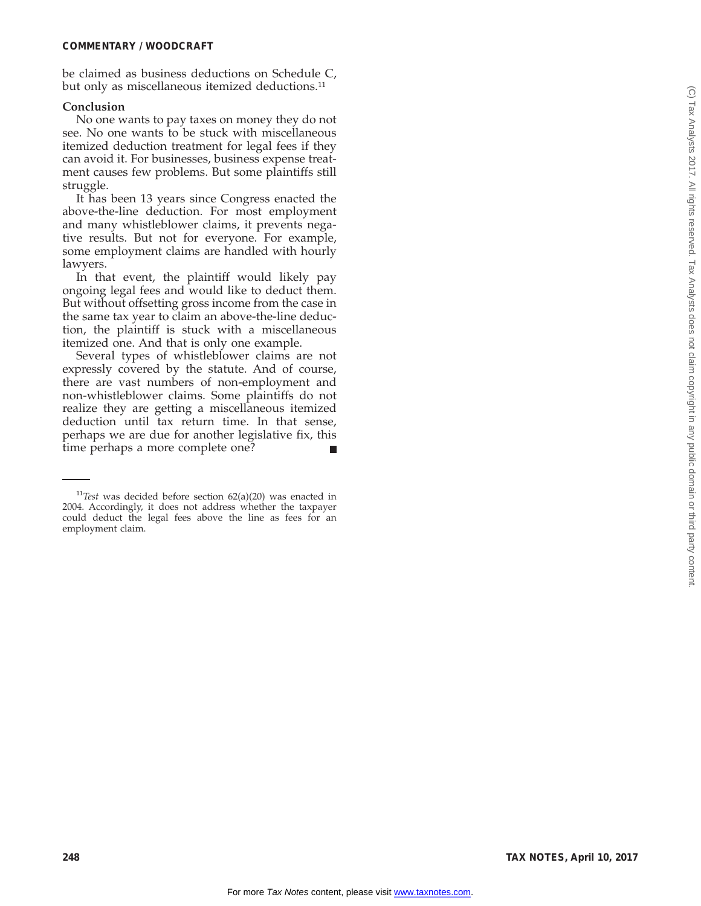be claimed as business deductions on Schedule C, but only as miscellaneous itemized deductions.[11]

**Conclusion**

No one wants to pay taxes on money they do not see. No one wants to be stuck with miscellaneous itemized deduction treatment for legal fees if they can avoid it. For businesses, business expense treatment causes few problems. But some plaintiffs still struggle.

It has been 13 years since Congress enacted the above-the-line deduction. For most employment and many whistleblower claims, it prevents negative results. But not for everyone. For example, some employment claims are handled with hourly lawyers.

In that event, the plaintiff would likely pay ongoing legal fees and would like to deduct them. But without offsetting gross income from the case in the same tax year to claim an above-the-line deduction, the plaintiff is stuck with a miscellaneous itemized one. And that is only one example.

Several types of whistleblower claims are not expressly covered by the statute. And of course, there are vast numbers of non-employment and non-whistleblower claims. Some plaintiffs do not realize they are getting a miscellaneous itemized deduction until tax return time. In that sense, perhaps we are due for another legislative fix, this time perhaps a more complete one? ■

---

[11] *Test* was decided before section 62(a)(20) was enacted in 2004. Accordingly, it does not address whether the taxpayer could deduct the legal fees above the line as fees for an employment claim.